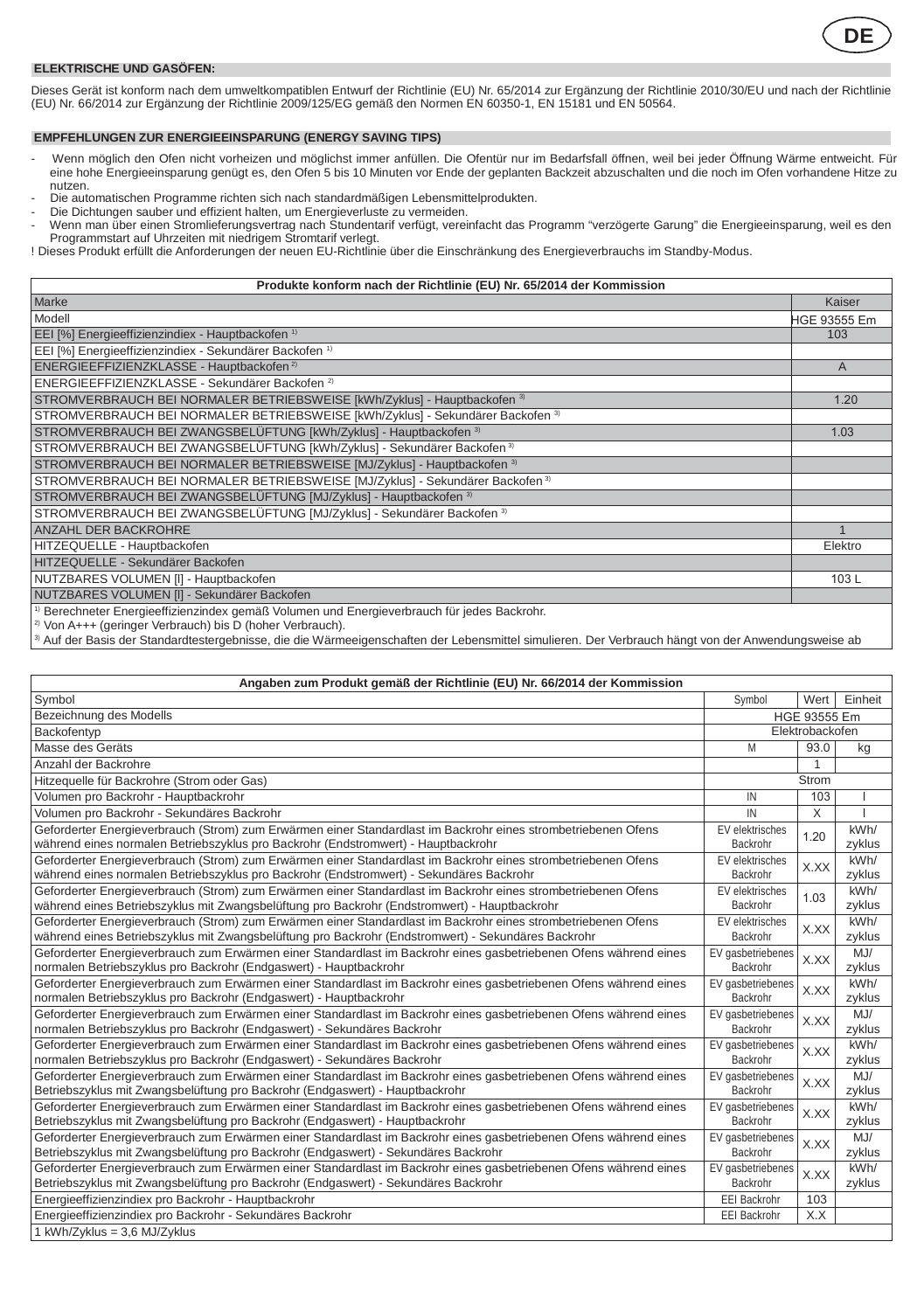DE

## ELEKTRISCHE UND GASÖFEN:

Dieses Gerät ist konform nach dem umweltkompatiblen Entwurf der Richtlinie (EU) Nr. 65/2014 zur Ergänzung der Richtlinie 2010/30/EU und nach der Richtlinie (EU) Nr. 66/2014 zur Ergänzung der Richtlinie 2009/125/EG gemäß den Normen EN 60350-1, EN 15181 und EN 50564.

## EMPFEHLUNGEN ZUR ENERGIEEINSPARUNG (ENERGY SAVING TIPS)

- Wenn möglich den Ofen nicht vorheizen und möglichst immer anfüllen. Die Ofentür nur im Bedarfsfall öffnen, weil bei jeder Öffnung Wärme entweicht. Für eine hohe Energieeinsparung genügt es, den Ofen 5 bis 10 Minuten vor Ende der geplanten Backzeit abzuschalten und die noch im Ofen vorhandene Hitze zu nutzen.
- Die automatischen Programme richten sich nach standardmäßigen Lebensmittelprodukten.
- Die Dichtungen sauber und effizient halten, um Energieverluste zu vermeiden.
- Wenn man über einen Stromlieferungsvertrag nach Stundentarif verfügt, vereinfacht das Programm "verzögerte Garung" die Energieeinsparung, weil es den Programmstart auf Uhrzeiten mit niedrigem Stromtarif verlegt.

! Dieses Produkt erfüllt die Anforderungen der neuen EU-Richtlinie über die Einschränkung des Energieverbrauchs im Standby-Modus.

| Produkte konform nach der Richtlinie (EU) Nr. 65/2014 der Kommission | |
|---|---|
| Marke | Kaiser |
| Modell | HGE 93555 Em |
| EEI [%] Energieeffizienzindiex - Hauptbackofen [1] | 103 |
| EEI [%] Energieeffizienzindiex - Sekundärer Backofen [1] | |
| ENERGIEEFFIZIENZKLASSE - Hauptbackofen [2] | A |
| ENERGIEEFFIZIENZKLASSE - Sekundärer Backofen [2] | |
| STROMVERBRAUCH BEI NORMALER BETRIEBSWEISE [kWh/Zyklus] - Hauptbackofen [3] | 1.20 |
| STROMVERBRAUCH BEI NORMALER BETRIEBSWEISE [kWh/Zyklus] - Sekundärer Backofen [3] | |
| STROMVERBRAUCH BEI ZWANGSBELÜFTUNG [kWh/Zyklus] - Hauptbackofen [3] | 1.03 |
| STROMVERBRAUCH BEI ZWANGSBELÜFTUNG [kWh/Zyklus] - Sekundärer Backofen [3] | |
| STROMVERBRAUCH BEI NORMALER BETRIEBSWEISE [MJ/Zyklus] - Hauptbackofen [3] | |
| STROMVERBRAUCH BEI NORMALER BETRIEBSWEISE [MJ/Zyklus] - Sekundärer Backofen [3] | |
| STROMVERBRAUCH BEI ZWANGSBELÜFTUNG [MJ/Zyklus] - Hauptbackofen [3] | |
| STROMVERBRAUCH BEI ZWANGSBELÜFTUNG [MJ/Zyklus] - Sekundärer Backofen [3] | |
| ANZAHL DER BACKROHRE | 1 |
| HITZEQUELLE - Hauptbackofen | Elektro |
| HITZEQUELLE - Sekundärer Backofen | |
| NUTZBARES VOLUMEN [l] - Hauptbackofen | 103 L |
| NUTZBARES VOLUMEN [l] - Sekundärer Backofen | |

[1] Berechneter Energieeffizienzindex gemäß Volumen und Energieverbrauch für jedes Backrohr.
[2] Von A+++ (geringer Verbrauch) bis D (hoher Verbrauch).
[3] Auf der Basis der Standardtestergebnisse, die die Wärmeeigenschaften der Lebensmittel simulieren. Der Verbrauch hängt von der Anwendungsweise ab

| Angaben zum Produkt gemäß der Richtlinie (EU) Nr. 66/2014 der Kommission | | | |
|---|---|---|---|
| Symbol | Symbol | Wert | Einheit |
| Bezeichnung des Modells | HGE 93555 Em | | |
| Backofentyp | Elektrobackofen | | |
| Masse des Geräts | M | 93.0 | kg |
| Anzahl der Backrohre | | 1 | |
| Hitzequelle für Backrohre (Strom oder Gas) | Strom | | |
| Volumen pro Backrohr - Hauptbackrohr | IN | 103 | l |
| Volumen pro Backrohr - Sekundäres Backrohr | IN | X | l |
| Geforderter Energieverbrauch (Strom) zum Erwärmen einer Standardlast im Backrohr eines strombetriebenen Ofens während eines normalen Betriebszyklus pro Backrohr (Endstromwert) - Hauptbackrohr | EV elektrisches Backrohr | 1.20 | kWh/ zyklus |
| Geforderter Energieverbrauch (Strom) zum Erwärmen einer Standardlast im Backrohr eines strombetriebenen Ofens während eines normalen Betriebszyklus pro Backrohr (Endstromwert) - Sekundäres Backrohr | EV elektrisches Backrohr | X.XX | kWh/ zyklus |
| Geforderter Energieverbrauch (Strom) zum Erwärmen einer Standardlast im Backrohr eines strombetriebenen Ofens während eines Betriebszyklus mit Zwangsbelüftung pro Backrohr (Endstromwert) - Hauptbackrohr | EV elektrisches Backrohr | 1.03 | kWh/ zyklus |
| Geforderter Energieverbrauch (Strom) zum Erwärmen einer Standardlast im Backrohr eines strombetriebenen Ofens während eines Betriebszyklus mit Zwangsbelüftung pro Backrohr (Endstromwert) - Sekundäres Backrohr | EV elektrisches Backrohr | X.XX | kWh/ zyklus |
| Geforderter Energieverbrauch zum Erwärmen einer Standardlast im Backrohr eines gasbetriebenen Ofens während eines normalen Betriebszyklus pro Backrohr (Endgaswert) - Hauptbackrohr | EV gasbetriebenes Backrohr | X.XX | MJ/ zyklus |
| Geforderter Energieverbrauch zum Erwärmen einer Standardlast im Backrohr eines gasbetriebenen Ofens während eines normalen Betriebszyklus pro Backrohr (Endgaswert) - Hauptbackrohr | EV gasbetriebenes Backrohr | X.XX | kWh/ zyklus |
| Geforderter Energieverbrauch zum Erwärmen einer Standardlast im Backrohr eines gasbetriebenen Ofens während eines normalen Betriebszyklus pro Backrohr (Endgaswert) - Sekundäres Backrohr | EV gasbetriebenes Backrohr | X.XX | MJ/ zyklus |
| Geforderter Energieverbrauch zum Erwärmen einer Standardlast im Backrohr eines gasbetriebenen Ofens während eines normalen Betriebszyklus pro Backrohr (Endgaswert) - Sekundäres Backrohr | EV gasbetriebenes Backrohr | X.XX | kWh/ zyklus |
| Geforderter Energieverbrauch zum Erwärmen einer Standardlast im Backrohr eines gasbetriebenen Ofens während eines Betriebszyklus mit Zwangsbelüftung pro Backrohr (Endgaswert) - Hauptbackrohr | EV gasbetriebenes Backrohr | X.XX | MJ/ zyklus |
| Geforderter Energieverbrauch zum Erwärmen einer Standardlast im Backrohr eines gasbetriebenen Ofens während eines Betriebszyklus mit Zwangsbelüftung pro Backrohr (Endgaswert) - Hauptbackrohr | EV gasbetriebenes Backrohr | X.XX | kWh/ zyklus |
| Geforderter Energieverbrauch zum Erwärmen einer Standardlast im Backrohr eines gasbetriebenen Ofens während eines Betriebszyklus mit Zwangsbelüftung pro Backrohr (Endgaswert) - Sekundäres Backrohr | EV gasbetriebenes Backrohr | X.XX | MJ/ zyklus |
| Geforderter Energieverbrauch zum Erwärmen einer Standardlast im Backrohr eines gasbetriebenen Ofens während eines Betriebszyklus mit Zwangsbelüftung pro Backrohr (Endgaswert) - Sekundäres Backrohr | EV gasbetriebenes Backrohr | X.XX | kWh/ zyklus |
| Energieeffizienzindex pro Backrohr - Hauptbackrohr | EEI Backrohr | 103 | |
| Energieeffizienzindex pro Backrohr - Sekundäres Backrohr | EEI Backrohr | X.X | |
| 1 kWh/Zyklus = 3,6 MJ/Zyklus | | | |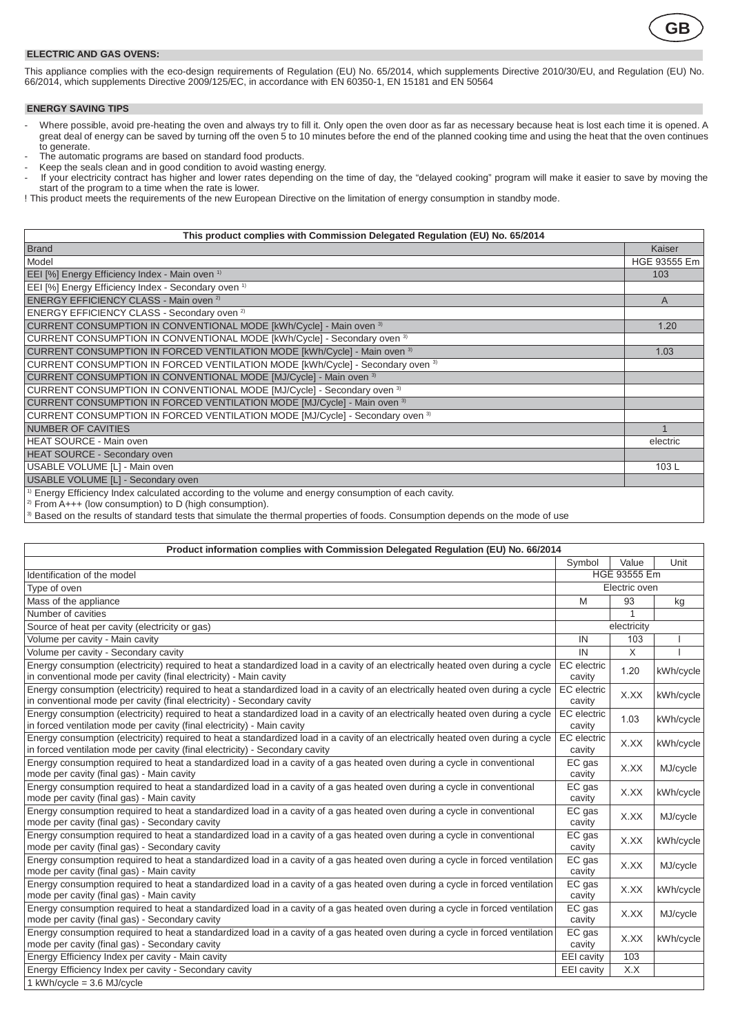## ELECTRIC AND GAS OVENS:

This appliance complies with the eco-design requirements of Regulation (EU) No. 65/2014, which supplements Directive 2010/30/EU, and Regulation (EU) No. 66/2014, which supplements Directive 2009/125/EC, in accordance with EN 60350-1, EN 15181 and EN 50564

## ENERGY SAVING TIPS

- Where possible, avoid pre-heating the oven and always try to fill it. Only open the oven door as far as necessary because heat is lost each time it is opened. A great deal of energy can be saved by turning off the oven 5 to 10 minutes before the end of the planned cooking time and using the heat that the oven continues to generate.
- The automatic programs are based on standard food products.
- Keep the seals clean and in good condition to avoid wasting energy.
- If your electricity contract has higher and lower rates depending on the time of day, the "delayed cooking" program will make it easier to save by moving the start of the program to a time when the rate is lower.

! This product meets the requirements of the new European Directive on the limitation of energy consumption in standby mode.

| This product complies with Commission Delegated Regulation (EU) No. 65/2014 | |
|---|---|
| Brand | Kaiser |
| Model | HGE 93555 Em |
| EEI [%] Energy Efficiency Index - Main oven [1] | 103 |
| EEI [%] Energy Efficiency Index - Secondary oven [1] | |
| ENERGY EFFICIENCY CLASS - Main oven [2] | A |
| ENERGY EFFICIENCY CLASS - Secondary oven [2] | |
| CURRENT CONSUMPTION IN CONVENTIONAL MODE [kWh/Cycle] - Main oven [3] | 1.20 |
| CURRENT CONSUMPTION IN CONVENTIONAL MODE [kWh/Cycle] - Secondary oven [3] | |
| CURRENT CONSUMPTION IN FORCED VENTILATION MODE [kWh/Cycle] - Main oven [3] | 1.03 |
| CURRENT CONSUMPTION IN FORCED VENTILATION MODE [kWh/Cycle] - Secondary oven [3] | |
| CURRENT CONSUMPTION IN CONVENTIONAL MODE [MJ/Cycle] - Main oven [3] | |
| CURRENT CONSUMPTION IN CONVENTIONAL MODE [MJ/Cycle] - Secondary oven [3] | |
| CURRENT CONSUMPTION IN FORCED VENTILATION MODE [MJ/Cycle] - Main oven [3] | |
| CURRENT CONSUMPTION IN FORCED VENTILATION MODE [MJ/Cycle] - Secondary oven [3] | |
| NUMBER OF CAVITIES | 1 |
| HEAT SOURCE - Main oven | electric |
| HEAT SOURCE - Secondary oven | |
| USABLE VOLUME [L] - Main oven | 103 L |
| USABLE VOLUME [L] - Secondary oven | |

[1] Energy Efficiency Index calculated according to the volume and energy consumption of each cavity.
[2] From A+++ (low consumption) to D (high consumption).
[3] Based on the results of standard tests that simulate the thermal properties of foods. Consumption depends on the mode of use

| Product information complies with Commission Delegated Regulation (EU) No. 66/2014 | | | |
|---|---|---|---|
| | Symbol | Value | Unit |
| Identification of the model | HGE 93555 Em | | |
| Type of oven | Electric oven | | |
| Mass of the appliance | M | 93 | kg |
| Number of cavities | | 1 | |
| Source of heat per cavity (electricity or gas) | electricity | | |
| Volume per cavity - Main cavity | IN | 103 | l |
| Volume per cavity - Secondary cavity | IN | X | l |
| Energy consumption (electricity) required to heat a standardized load in a cavity of an electrically heated oven during a cycle in conventional mode per cavity (final electricity) - Main cavity | EC electric cavity | 1.20 | kWh/cycle |
| Energy consumption (electricity) required to heat a standardized load in a cavity of an electrically heated oven during a cycle in conventional mode per cavity (final electricity) - Secondary cavity | EC electric cavity | X.XX | kWh/cycle |
| Energy consumption (electricity) required to heat a standardized load in a cavity of an electrically heated oven during a cycle in forced ventilation mode per cavity (final electricity) - Main cavity | EC electric cavity | 1.03 | kWh/cycle |
| Energy consumption (electricity) required to heat a standardized load in a cavity of an electrically heated oven during a cycle in forced ventilation mode per cavity (final electricity) - Secondary cavity | EC electric cavity | X.XX | kWh/cycle |
| Energy consumption required to heat a standardized load in a cavity of a gas heated oven during a cycle in conventional mode per cavity (final gas) - Main cavity | EC gas cavity | X.XX | MJ/cycle |
| Energy consumption required to heat a standardized load in a cavity of a gas heated oven during a cycle in conventional mode per cavity (final gas) - Main cavity | EC gas cavity | X.XX | kWh/cycle |
| Energy consumption required to heat a standardized load in a cavity of a gas heated oven during a cycle in conventional mode per cavity (final gas) - Secondary cavity | EC gas cavity | X.XX | MJ/cycle |
| Energy consumption required to heat a standardized load in a cavity of a gas heated oven during a cycle in conventional mode per cavity (final gas) - Secondary cavity | EC gas cavity | X.XX | kWh/cycle |
| Energy consumption required to heat a standardized load in a cavity of a gas heated oven during a cycle in forced ventilation mode per cavity (final gas) - Main cavity | EC gas cavity | X.XX | MJ/cycle |
| Energy consumption required to heat a standardized load in a cavity of a gas heated oven during a cycle in forced ventilation mode per cavity (final gas) - Main cavity | EC gas cavity | X.XX | kWh/cycle |
| Energy consumption required to heat a standardized load in a cavity of a gas heated oven during a cycle in forced ventilation mode per cavity (final gas) - Secondary cavity | EC gas cavity | X.XX | MJ/cycle |
| Energy consumption required to heat a standardized load in a cavity of a gas heated oven during a cycle in forced ventilation mode per cavity (final gas) - Secondary cavity | EC gas cavity | X.XX | kWh/cycle |
| Energy Efficiency Index per cavity - Main cavity | EEI cavity | 103 | |
| Energy Efficiency Index per cavity - Secondary cavity | EEI cavity | X.X | |
| 1 kWh/cycle = 3.6 MJ/cycle | | | |